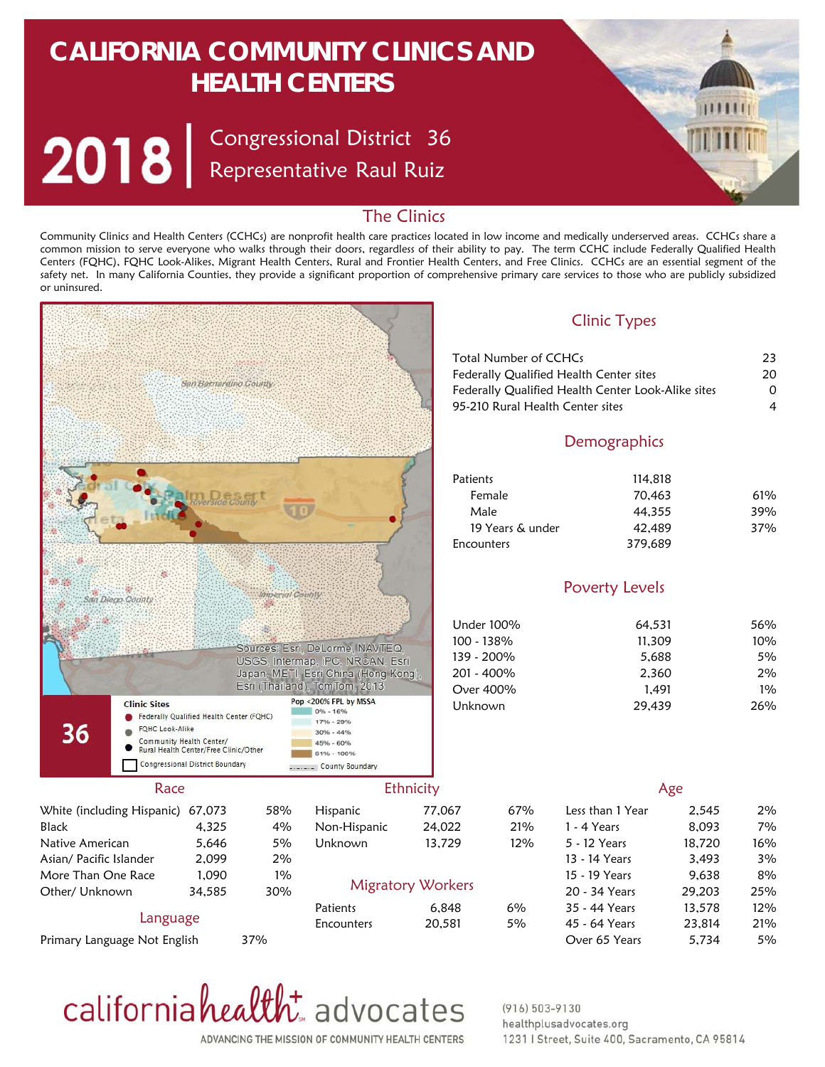# CALIFORNIA COMMUNITY CLINICS AND HEALTH CENTERS

## 2018 | Congressional District 36
## Representative Raul Ruiz

## The Clinics

Community Clinics and Health Centers (CCHCs) are nonprofit health care practices located in low income and medically underserved areas. CCHCs share a common mission to serve everyone who walks through their doors, regardless of their ability to pay. The term CCHC include Federally Qualified Health Centers (FQHC), FQHC Look-Alikes, Migrant Health Centers, Rural and Frontier Health Centers, and Free Clinics. CCHCs are an essential segment of the safety net. In many California Counties, they provide a significant proportion of comprehensive primary care services to those who are publicly subsidized or uninsured.

Sources: Esri, DeLorme, NAVTEQ, USGS, Intermap, IPC, NRCAN, Esri Japan, METI, Esri China (Hong Kong), Esri (Thailand), TomTom, 2013

36

Clinic Sites
- Federally Qualified Health Center (FQHC)
- FQHC Look-Alike
- Community Health Center/ Rural Health Center/Free Clinic/Other
- Congressional District Boundary

Pop <200% FPL by MSSA
- 0% - 16%
- 17% - 29%
- 30% - 44%
- 45% - 60%
- 61% - 100%
- County Boundary

### Clinic Types

| | |
|---|---|
| Total Number of CCHCs | 23 |
| Federally Qualified Health Center sites | 20 |
| Federally Qualified Health Center Look-Alike sites | 0 |
| 95-210 Rural Health Center sites | 4 |

### Demographics

| | | |
|---|---|---|
| Patients | 114,818 | |
| Female | 70,463 | 61% |
| Male | 44,355 | 39% |
| 19 Years & under | 42,489 | 37% |
| Encounters | 379,689 | |

### Poverty Levels

| | | |
|---|---|---|
| Under 100% | 64,531 | 56% |
| 100 - 138% | 11,309 | 10% |
| 139 - 200% | 5,688 | 5% |
| 201 - 400% | 2,360 | 2% |
| Over 400% | 1,491 | 1% |
| Unknown | 29,439 | 26% |

### Race

| | | |
|---|---|---|
| White (including Hispanic) | 67,073 | 58% |
| Black | 4,325 | 4% |
| Native American | 5,646 | 5% |
| Asian/ Pacific Islander | 2,099 | 2% |
| More Than One Race | 1,090 | 1% |
| Other/ Unknown | 34,585 | 30% |

### Language

| | |
|---|---|
| Primary Language Not English | 37% |

### Ethnicity

| | | |
|---|---|---|
| Hispanic | 77,067 | 67% |
| Non-Hispanic | 24,022 | 21% |
| Unknown | 13,729 | 12% |

### Migratory Workers

| | | |
|---|---|---|
| Patients | 6,848 | 6% |
| Encounters | 20,581 | 5% |

### Age

| | | |
|---|---|---|
| Less than 1 Year | 2,545 | 2% |
| 1 - 4 Years | 8,093 | 7% |
| 5 - 12 Years | 18,720 | 16% |
| 13 - 14 Years | 3,493 | 3% |
| 15 - 19 Years | 9,638 | 8% |
| 20 - 34 Years | 29,203 | 25% |
| 35 - 44 Years | 13,578 | 12% |
| 45 - 64 Years | 23,814 | 21% |
| Over 65 Years | 5,734 | 5% |

californiahealth+ advocates
ADVANCING THE MISSION OF COMMUNITY HEALTH CENTERS

(916) 503-9130
healthplusadvocates.org
1231 I Street, Suite 400, Sacramento, CA 95814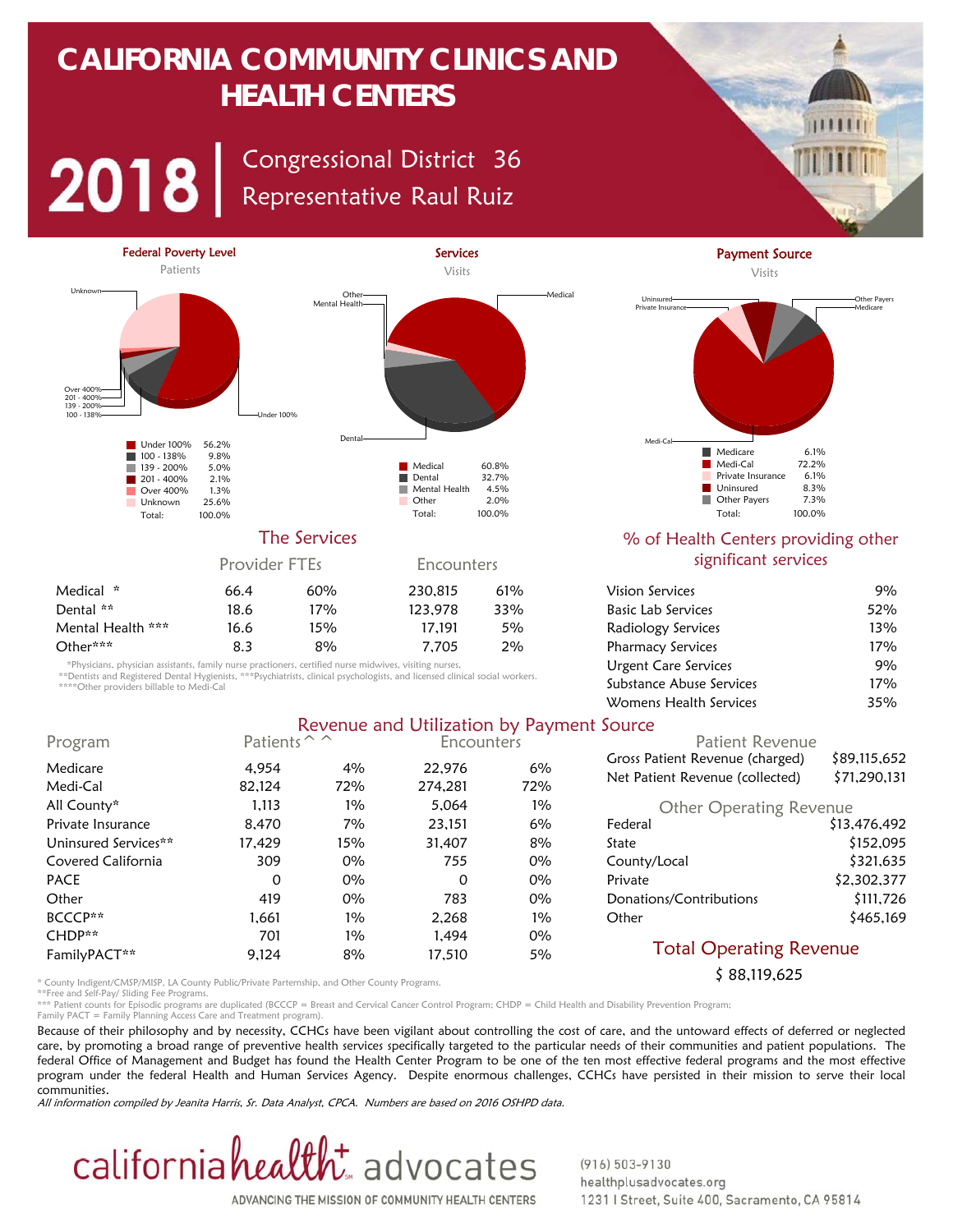# CALIFORNIA COMMUNITY CLINICS AND HEALTH CENTERS

## 2018 | Congressional District 36
## Representative Raul Ruiz

### Federal Poverty Level
Patients

Unknown
Over 400%
201 - 400%
139 - 200%
100 - 138%
Under 100%

| | |
|---|---|
| Under 100% | 56.2% |
| 100 - 138% | 9.8% |
| 139 - 200% | 5.0% |
| 201 - 400% | 2.1% |
| Over 400% | 1.3% |
| Unknown | 25.6% |
| Total: | 100.0% |

### Services
Visits

Other
Mental Health
Medical
Dental

| | |
|---|---|
| Medical | 60.8% |
| Dental | 32.7% |
| Mental Health | 4.5% |
| Other | 2.0% |
| Total: | 100.0% |

### Payment Source
Visits

Uninsured
Private Insurance
Other Payers
Medicare
Medi-Cal

| | |
|---|---|
| Medicare | 6.1% |
| Medi-Cal | 72.2% |
| Private Insurance | 6.1% |
| Uninsured | 8.3% |
| Other Payers | 7.3% |
| Total: | 100.0% |

## The Services

| | Provider FTEs | | Encounters | |
|---|---|---|---|---|
| Medical * | 66.4 | 60% | 230,815 | 61% |
| Dental ** | 18.6 | 17% | 123,978 | 33% |
| Mental Health *** | 16.6 | 15% | 17,191 | 5% |
| Other*** | 8.3 | 8% | 7,705 | 2% |

*Physicians, physician assistants, family nurse practioners, certified nurse midwives, visiting nurses,
**Dentists and Registered Dental Hygienists, ***Psychiatrists, clinical psychologists, and licensed clinical social workers.
****Other providers billable to Medi-Cal

## % of Health Centers providing other significant services

| | |
|---|---|
| Vision Services | 9% |
| Basic Lab Services | 52% |
| Radiology Services | 13% |
| Pharmacy Services | 17% |
| Urgent Care Services | 9% |
| Substance Abuse Services | 17% |
| Womens Health Services | 35% |

## Revenue and Utilization by Payment Source

| Program | Patients^ ^ | | Encounters | |
|---|---|---|---|---|
| Medicare | 4,954 | 4% | 22,976 | 6% |
| Medi-Cal | 82,124 | 72% | 274,281 | 72% |
| All County* | 1,113 | 1% | 5,064 | 1% |
| Private Insurance | 8,470 | 7% | 23,151 | 6% |
| Uninsured Services** | 17,429 | 15% | 31,407 | 8% |
| Covered California | 309 | 0% | 755 | 0% |
| PACE | 0 | 0% | 0 | 0% |
| Other | 419 | 0% | 783 | 0% |
| BCCCP** | 1,661 | 1% | 2,268 | 1% |
| CHDP** | 701 | 1% | 1,494 | 0% |
| FamilyPACT** | 9,124 | 8% | 17,510 | 5% |

### Patient Revenue

| | |
|---|---|
| Gross Patient Revenue (charged) | $89,115,652 |
| Net Patient Revenue (collected) | $71,290,131 |

### Other Operating Revenue

| | |
|---|---|
| Federal | $13,476,492 |
| State | $152,095 |
| County/Local | $321,635 |
| Private | $2,302,377 |
| Donations/Contributions | $111,726 |
| Other | $465,169 |

### Total Operating Revenue

$ 88,119,625

* County Indigent/CMSP/MISP, LA County Public/Private Parternship, and Other County Programs.
**Free and Self-Pay/ Sliding Fee Programs.
*** Patient counts for Episodic programs are duplicated (BCCCP = Breast and Cervical Cancer Control Program; CHDP = Child Health and Disability Prevention Program;
Family PACT = Family Planning Access Care and Treatment program).

Because of their philosophy and by necessity, CCHCs have been vigilant about controlling the cost of care, and the untoward effects of deferred or neglected care, by promoting a broad range of preventive health services specifically targeted to the particular needs of their communities and patient populations. The federal Office of Management and Budget has found the Health Center Program to be one of the ten most effective federal programs and the most effective program under the federal Health and Human Services Agency. Despite enormous challenges, CCHCs have persisted in their mission to serve their local communities.

*All information compiled by Jeanita Harris, Sr. Data Analyst, CPCA. Numbers are based on 2016 OSHPD data.*

california health+ advocates
ADVANCING THE MISSION OF COMMUNITY HEALTH CENTERS

(916) 503-9130
healthplusadvocates.org
1231 I Street, Suite 400, Sacramento, CA 95814